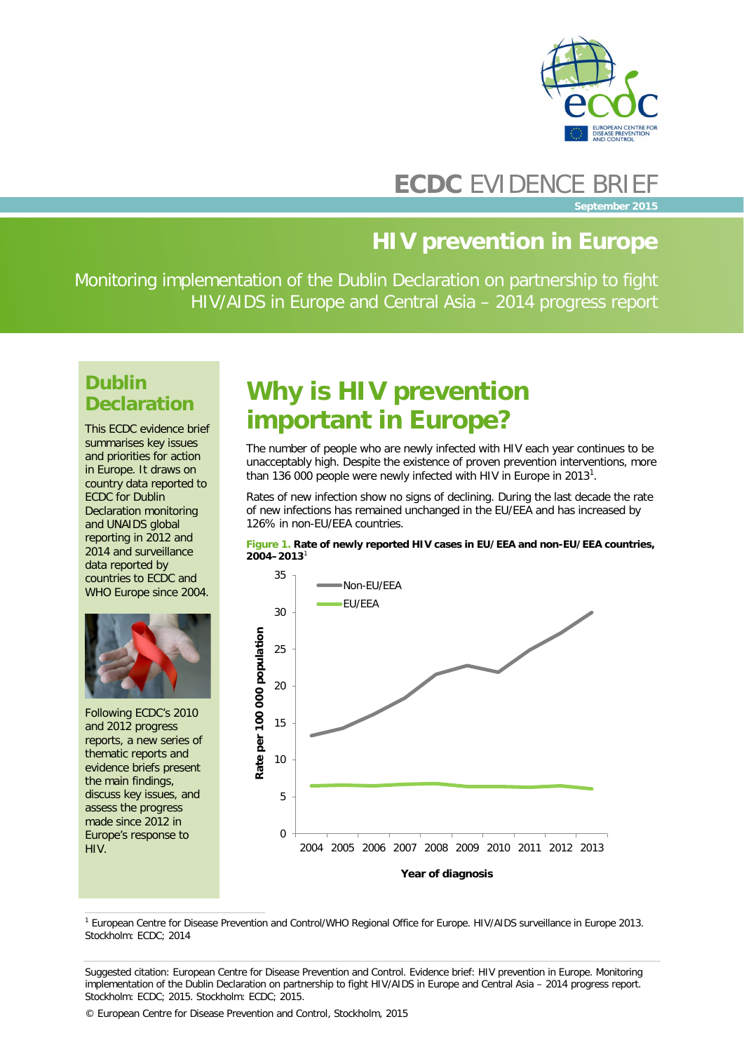# ECDC EVIDENCE BRIEF

September 2015

# HIV prevention in Europe

Monitoring implementation of the Dublin Declaration on partnership to fight HIV/AIDS in Europe and Central Asia – 2014 progress report

## Dublin Declaration

This ECDC evidence brief summarises key issues and priorities for action in Europe. It draws on country data reported to ECDC for Dublin Declaration monitoring and UNAIDS global reporting in 2012 and 2014 and surveillance data reported by countries to ECDC and WHO Europe since 2004.

Following ECDC's 2010 and 2012 progress reports, a new series of thematic reports and evidence briefs present the main findings, discuss key issues, and assess the progress made since 2012 in Europe's response to HIV.

## Why is HIV prevention important in Europe?

The number of people who are newly infected with HIV each year continues to be unacceptably high. Despite the existence of proven prevention interventions, more than 136 000 people were newly infected with HIV in Europe in 2013[1].

Rates of new infection show no signs of declining. During the last decade the rate of new infections has remained unchanged in the EU/EEA and has increased by 126% in non-EU/EEA countries.

**Figure 1. Rate of newly reported HIV cases in EU/EEA and non-EU/EEA countries, 2004–2013**[1]

[1] European Centre for Disease Prevention and Control/WHO Regional Office for Europe. HIV/AIDS surveillance in Europe 2013. Stockholm: ECDC; 2014

Suggested citation: European Centre for Disease Prevention and Control. Evidence brief: HIV prevention in Europe. Monitoring implementation of the Dublin Declaration on partnership to fight HIV/AIDS in Europe and Central Asia – 2014 progress report. Stockholm: ECDC; 2015. Stockholm: ECDC; 2015.

© European Centre for Disease Prevention and Control, Stockholm, 2015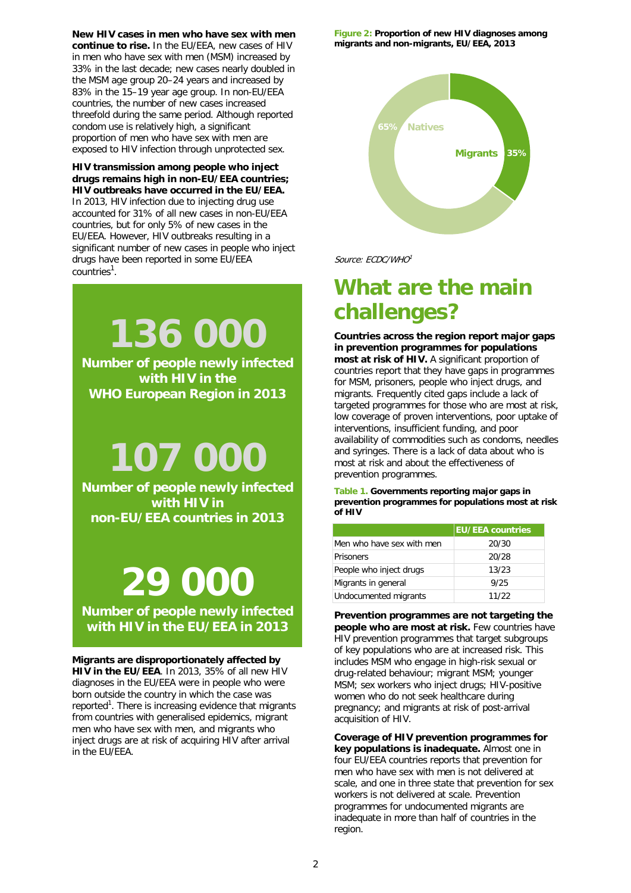**New HIV cases in men who have sex with men continue to rise.** In the EU/EEA, new cases of HIV in men who have sex with men (MSM) increased by 33% in the last decade; new cases nearly doubled in the MSM age group 20–24 years and increased by 83% in the 15–19 year age group. In non-EU/EEA countries, the number of new cases increased threefold during the same period. Although reported condom use is relatively high, a significant proportion of men who have sex with men are exposed to HIV infection through unprotected sex.

**HIV transmission among people who inject drugs remains high in non-EU/EEA countries; HIV outbreaks have occurred in the EU/EEA.** In 2013, HIV infection due to injecting drug use accounted for 31% of all new cases in non-EU/EEA countries, but for only 5% of new cases in the EU/EEA. However, HIV outbreaks resulting in a significant number of new cases in people who inject drugs have been reported in some EU/EEA countries[1].

**136 000**

**Number of people newly infected with HIV in the WHO European Region in 2013**

**107 000**

**Number of people newly infected with HIV in non-EU/EEA countries in 2013**

**29 000**

**Number of people newly infected with HIV in the EU/EEA in 2013**

**Migrants are disproportionately affected by HIV in the EU/EEA**. In 2013, 35% of all new HIV diagnoses in the EU/EEA were in people who were born outside the country in which the case was reported[1]. There is increasing evidence that migrants from countries with generalised epidemics, migrant men who have sex with men, and migrants who inject drugs are at risk of acquiring HIV after arrival in the EU/EEA.

**Figure 2: Proportion of new HIV diagnoses among migrants and non-migrants, EU/EEA, 2013**

65% Natives

Migrants 35%

*Source: ECDC/WHO[1]*

# What are the main challenges?

**Countries across the region report major gaps in prevention programmes for populations most at risk of HIV.** A significant proportion of countries report that they have gaps in programmes for MSM, prisoners, people who inject drugs, and migrants. Frequently cited gaps include a lack of targeted programmes for those who are most at risk, low coverage of proven interventions, poor uptake of interventions, insufficient funding, and poor availability of commodities such as condoms, needles and syringes. There is a lack of data about who is most at risk and about the effectiveness of prevention programmes.

**Table 1. Governments reporting major gaps in prevention programmes for populations most at risk of HIV**

| | EU/EEA countries |
|---|---|
| Men who have sex with men | 20/30 |
| Prisoners | 20/28 |
| People who inject drugs | 13/23 |
| Migrants in general | 9/25 |
| Undocumented migrants | 11/22 |

**Prevention programmes are not targeting the people who are most at risk.** Few countries have HIV prevention programmes that target subgroups of key populations who are at increased risk. This includes MSM who engage in high-risk sexual or drug-related behaviour; migrant MSM; younger MSM; sex workers who inject drugs; HIV-positive women who do not seek healthcare during pregnancy; and migrants at risk of post-arrival acquisition of HIV.

**Coverage of HIV prevention programmes for key populations is inadequate.** Almost one in four EU/EEA countries reports that prevention for men who have sex with men is not delivered at scale, and one in three state that prevention for sex workers is not delivered at scale. Prevention programmes for undocumented migrants are inadequate in more than half of countries in the region.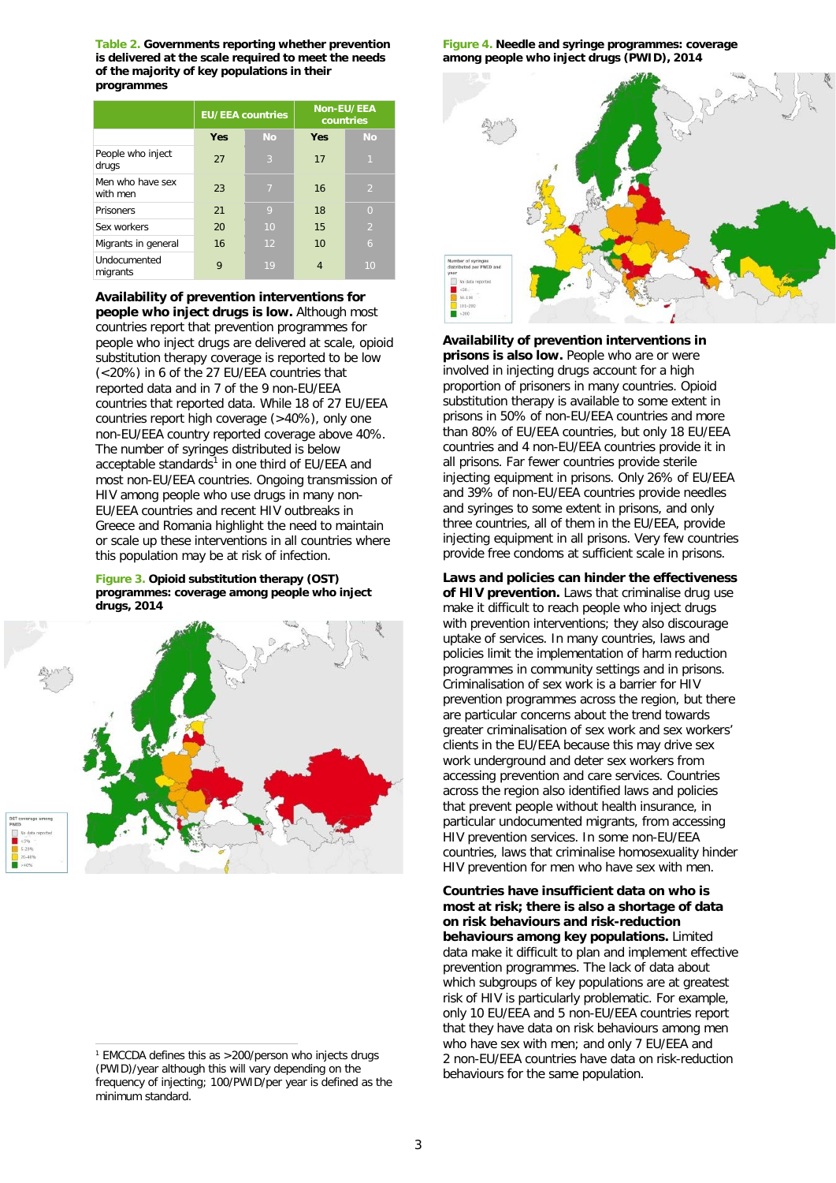**Table 2.** **Governments reporting whether prevention is delivered at the scale required to meet the needs of the majority of key populations in their programmes**

| | EU/EEA countries | | Non-EU/EEA countries | |
|---|---|---|---|---|
| | Yes | No | Yes | No |
| People who inject drugs | 27 | 3 | 17 | 1 |
| Men who have sex with men | 23 | 7 | 16 | 2 |
| Prisoners | 21 | 9 | 18 | 0 |
| Sex workers | 20 | 10 | 15 | 2 |
| Migrants in general | 16 | 12 | 10 | 6 |
| Undocumented migrants | 9 | 19 | 4 | 10 |

**Availability of prevention interventions for people who inject drugs is low.** Although most countries report that prevention programmes for people who inject drugs are delivered at scale, opioid substitution therapy coverage is reported to be low (<20%) in 6 of the 27 EU/EEA countries that reported data and in 7 of the 9 non-EU/EEA countries that reported data. While 18 of 27 EU/EEA countries report high coverage (>40%), only one non-EU/EEA country reported coverage above 40%. The number of syringes distributed is below acceptable standards[1] in one third of EU/EEA and most non-EU/EEA countries. Ongoing transmission of HIV among people who use drugs in many non-EU/EEA countries and recent HIV outbreaks in Greece and Romania highlight the need to maintain or scale up these interventions in all countries where this population may be at risk of infection.

**Figure 3.** **Opioid substitution therapy (OST) programmes: coverage among people who inject drugs, 2014**

[1] EMCCDA defines this as >200/person who injects drugs (PWID)/year although this will vary depending on the frequency of injecting; 100/PWID/per year is defined as the minimum standard.

**Figure 4.** **Needle and syringe programmes: coverage among people who inject drugs (PWID), 2014**

**Availability of prevention interventions in prisons is also low.** People who are or were involved in injecting drugs account for a high proportion of prisoners in many countries. Opioid substitution therapy is available to some extent in prisons in 50% of non-EU/EEA countries and more than 80% of EU/EEA countries, but only 18 EU/EEA countries and 4 non-EU/EEA countries provide it in all prisons. Far fewer countries provide sterile injecting equipment in prisons. Only 26% of EU/EEA and 39% of non-EU/EEA countries provide needles and syringes to some extent in prisons, and only three countries, all of them in the EU/EEA, provide injecting equipment in all prisons. Very few countries provide free condoms at sufficient scale in prisons.

**Laws and policies can hinder the effectiveness of HIV prevention.** Laws that criminalise drug use make it difficult to reach people who inject drugs with prevention interventions; they also discourage uptake of services. In many countries, laws and policies limit the implementation of harm reduction programmes in community settings and in prisons. Criminalisation of sex work is a barrier for HIV prevention programmes across the region, but there are particular concerns about the trend towards greater criminalisation of sex work and sex workers' clients in the EU/EEA because this may drive sex work underground and deter sex workers from accessing prevention and care services. Countries across the region also identified laws and policies that prevent people without health insurance, in particular undocumented migrants, from accessing HIV prevention services. In some non-EU/EEA countries, laws that criminalise homosexuality hinder HIV prevention for men who have sex with men.

**Countries have insufficient data on who is most at risk; there is also a shortage of data on risk behaviours and risk-reduction behaviours among key populations.** Limited data make it difficult to plan and implement effective prevention programmes. The lack of data about which subgroups of key populations are at greatest risk of HIV is particularly problematic. For example, only 10 EU/EEA and 5 non-EU/EEA countries report that they have data on risk behaviours among men who have sex with men; and only 7 EU/EEA and 2 non-EU/EEA countries have data on risk-reduction behaviours for the same population.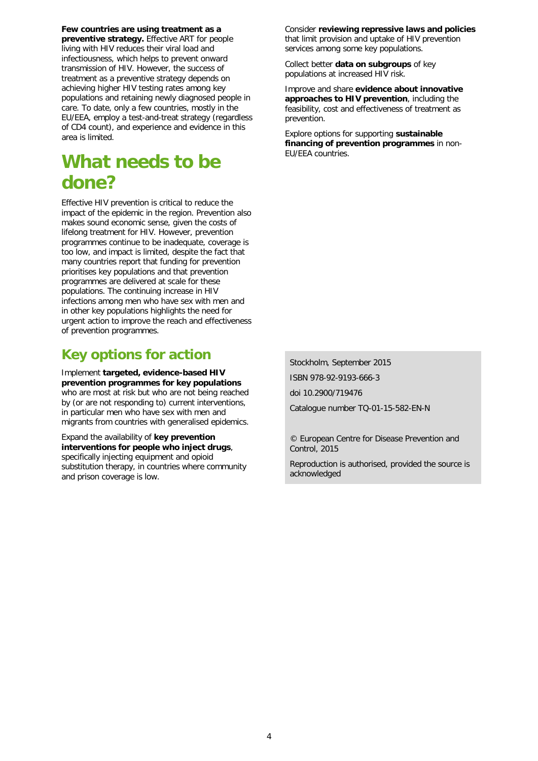**Few countries are using treatment as a preventive strategy.** Effective ART for people living with HIV reduces their viral load and infectiousness, which helps to prevent onward transmission of HIV. However, the success of treatment as a preventive strategy depends on achieving higher HIV testing rates among key populations and retaining newly diagnosed people in care. To date, only a few countries, mostly in the EU/EEA, employ a test-and-treat strategy (regardless of CD4 count), and experience and evidence in this area is limited.

# What needs to be done?

Effective HIV prevention is critical to reduce the impact of the epidemic in the region. Prevention also makes sound economic sense, given the costs of lifelong treatment for HIV. However, prevention programmes continue to be inadequate, coverage is too low, and impact is limited, despite the fact that many countries report that funding for prevention prioritises key populations and that prevention programmes are delivered at scale for these populations. The continuing increase in HIV infections among men who have sex with men and in other key populations highlights the need for urgent action to improve the reach and effectiveness of prevention programmes.

## Key options for action

Implement **targeted, evidence-based HIV prevention programmes for key populations** who are most at risk but who are not being reached by (or are not responding to) current interventions, in particular men who have sex with men and migrants from countries with generalised epidemics.

Expand the availability of **key prevention interventions for people who inject drugs**, specifically injecting equipment and opioid substitution therapy, in countries where community and prison coverage is low.

Consider **reviewing repressive laws and policies** that limit provision and uptake of HIV prevention services among some key populations.

Collect better **data on subgroups** of key populations at increased HIV risk.

Improve and share **evidence about innovative approaches to HIV prevention**, including the feasibility, cost and effectiveness of treatment as prevention.

Explore options for supporting **sustainable financing of prevention programmes** in non-EU/EEA countries.

Stockholm, September 2015

ISBN 978-92-9193-666-3

doi 10.2900/719476

Catalogue number TQ-01-15-582-EN-N

© European Centre for Disease Prevention and Control, 2015

Reproduction is authorised, provided the source is acknowledged